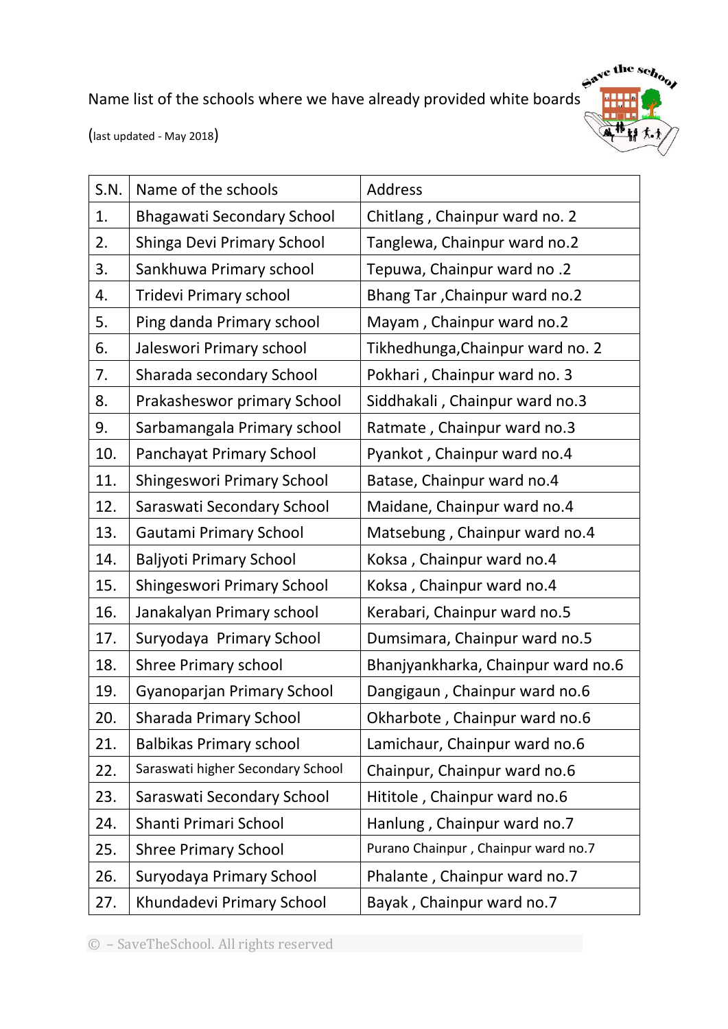Name list of the schools where we have already provided white boards

(last updated - May 2018)

| S.N. | Name of the schools | Address |
|---|---|---|
| 1. | Bhagawati Secondary School | Chitlang , Chainpur ward no. 2 |
| 2. | Shinga Devi Primary School | Tanglewa, Chainpur ward no.2 |
| 3. | Sankhuwa Primary school | Tepuwa, Chainpur ward no .2 |
| 4. | Tridevi Primary school | Bhang Tar ,Chainpur ward no.2 |
| 5. | Ping danda Primary school | Mayam , Chainpur ward no.2 |
| 6. | Jaleswori Primary school | Tikhedhunga,Chainpur ward no. 2 |
| 7. | Sharada secondary School | Pokhari , Chainpur ward no. 3 |
| 8. | Prakasheswor primary School | Siddhakali , Chainpur ward no.3 |
| 9. | Sarbamangala Primary school | Ratmate , Chainpur ward no.3 |
| 10. | Panchayat Primary School | Pyankot , Chainpur ward no.4 |
| 11. | Shingeswori Primary School | Batase, Chainpur ward no.4 |
| 12. | Saraswati Secondary School | Maidane, Chainpur ward no.4 |
| 13. | Gautami Primary School | Matsebung , Chainpur ward no.4 |
| 14. | Baljyoti Primary School | Koksa , Chainpur ward no.4 |
| 15. | Shingeswori Primary School | Koksa , Chainpur ward no.4 |
| 16. | Janakalyan Primary school | Kerabari, Chainpur ward no.5 |
| 17. | Suryodaya Primary School | Dumsimara, Chainpur ward no.5 |
| 18. | Shree Primary school | Bhanjyankharka, Chainpur ward no.6 |
| 19. | Gyanoparjan Primary School | Dangigaun , Chainpur ward no.6 |
| 20. | Sharada Primary School | Okharbote , Chainpur ward no.6 |
| 21. | Balbikas Primary school | Lamichaur, Chainpur ward no.6 |
| 22. | Saraswati higher Secondary School | Chainpur, Chainpur ward no.6 |
| 23. | Saraswati Secondary School | Hititole , Chainpur ward no.6 |
| 24. | Shanti Primari School | Hanlung , Chainpur ward no.7 |
| 25. | Shree Primary School | Purano Chainpur , Chainpur ward no.7 |
| 26. | Suryodaya Primary School | Phalante , Chainpur ward no.7 |
| 27. | Khundadevi Primary School | Bayak , Chainpur ward no.7 |

© – SaveTheSchool. All rights reserved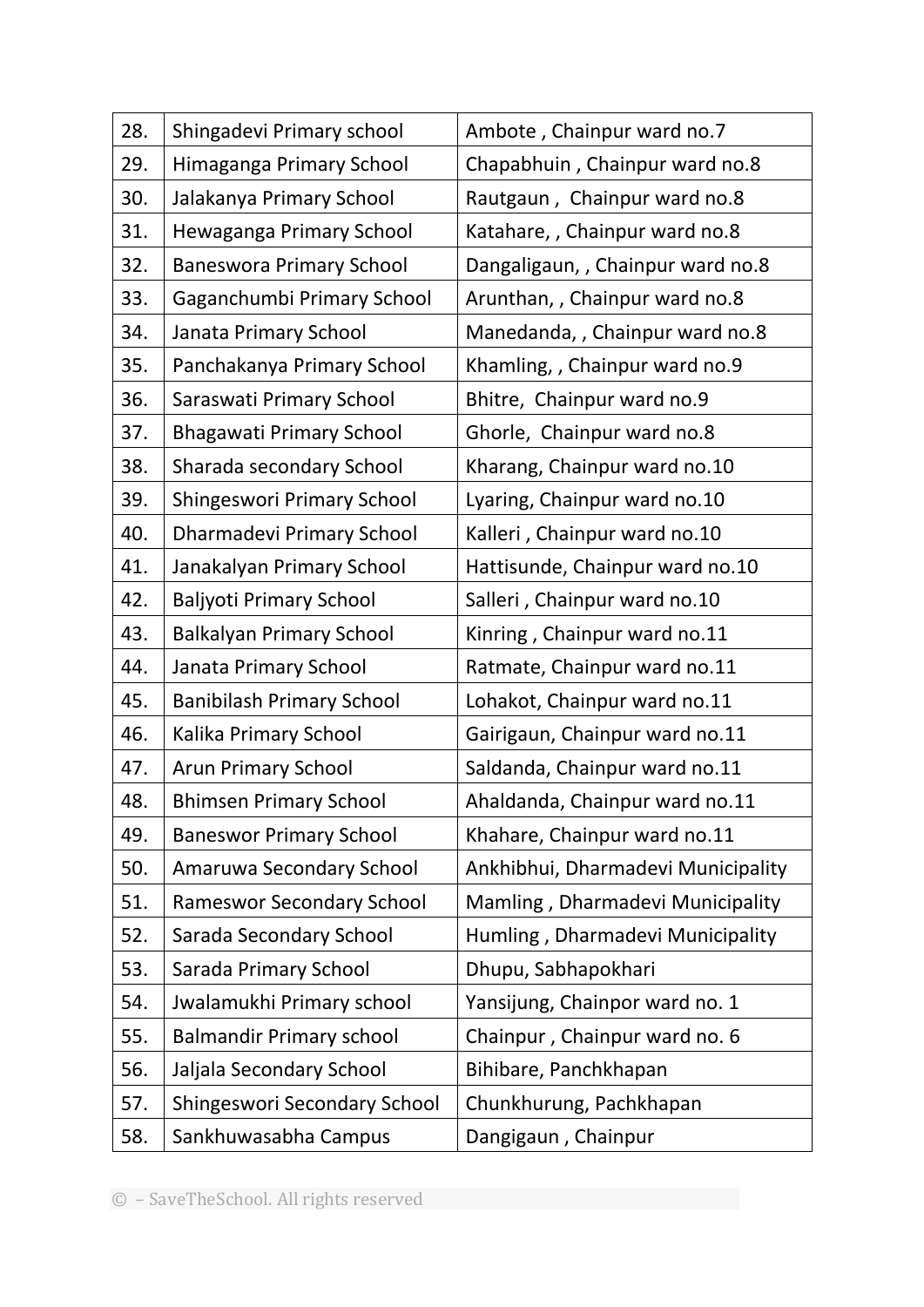| | | |
|---|---|---|
| 28. | Shingadevi Primary school | Ambote , Chainpur ward no.7 |
| 29. | Himaganga Primary School | Chapabhuin , Chainpur ward no.8 |
| 30. | Jalakanya Primary School | Rautgaun , Chainpur ward no.8 |
| 31. | Hewaganga Primary School | Katahare, , Chainpur ward no.8 |
| 32. | Baneswora Primary School | Dangaligaun, , Chainpur ward no.8 |
| 33. | Gaganchumbi Primary School | Arunthan, , Chainpur ward no.8 |
| 34. | Janata Primary School | Manedanda, , Chainpur ward no.8 |
| 35. | Panchakanya Primary School | Khamling, , Chainpur ward no.9 |
| 36. | Saraswati Primary School | Bhitre, Chainpur ward no.9 |
| 37. | Bhagawati Primary School | Ghorle, Chainpur ward no.8 |
| 38. | Sharada secondary School | Kharang, Chainpur ward no.10 |
| 39. | Shingeswori Primary School | Lyaring, Chainpur ward no.10 |
| 40. | Dharmadevi Primary School | Kalleri , Chainpur ward no.10 |
| 41. | Janakalyan Primary School | Hattisunde, Chainpur ward no.10 |
| 42. | Baljyoti Primary School | Salleri , Chainpur ward no.10 |
| 43. | Balkalyan Primary School | Kinring , Chainpur ward no.11 |
| 44. | Janata Primary School | Ratmate, Chainpur ward no.11 |
| 45. | Banibilash Primary School | Lohakot, Chainpur ward no.11 |
| 46. | Kalika Primary School | Gairigaun, Chainpur ward no.11 |
| 47. | Arun Primary School | Saldanda, Chainpur ward no.11 |
| 48. | Bhimsen Primary School | Ahaldanda, Chainpur ward no.11 |
| 49. | Baneswor Primary School | Khahare, Chainpur ward no.11 |
| 50. | Amaruwa Secondary School | Ankhibhui, Dharmadevi Municipality |
| 51. | Rameswor Secondary School | Mamling , Dharmadevi Municipality |
| 52. | Sarada Secondary School | Humling , Dharmadevi Municipality |
| 53. | Sarada Primary School | Dhupu, Sabhapokhari |
| 54. | Jwalamukhi Primary school | Yansijung, Chainpor ward no. 1 |
| 55. | Balmandir Primary school | Chainpur , Chainpur ward no. 6 |
| 56. | Jaljala Secondary School | Bihibare, Panchkhapan |
| 57. | Shingeswori Secondary School | Chunkhurung, Pachkhapan |
| 58. | Sankhuwasabha Campus | Dangigaun , Chainpur |

© – SaveTheSchool. All rights reserved